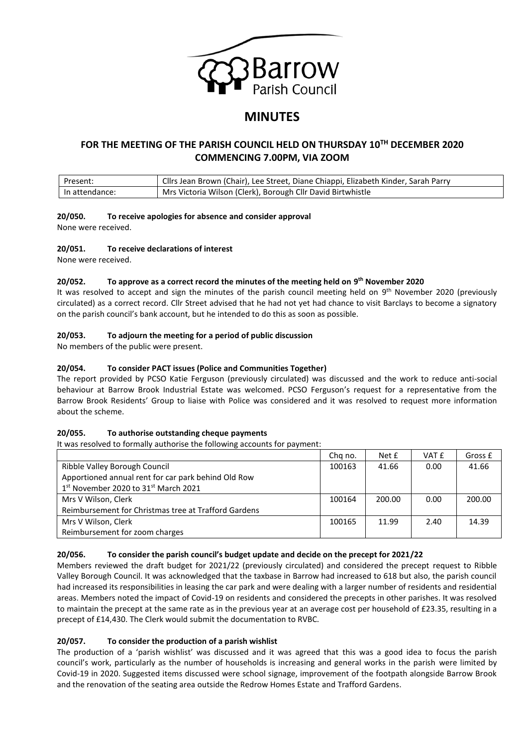Barrow
Parish Council

# MINUTES

## FOR THE MEETING OF THE PARISH COUNCIL HELD ON THURSDAY 10TH DECEMBER 2020 COMMENCING 7.00PM, VIA ZOOM

| | |
|---|---|
| Present: | Cllrs Jean Brown (Chair), Lee Street, Diane Chiappi, Elizabeth Kinder, Sarah Parry |
| In attendance: | Mrs Victoria Wilson (Clerk), Borough Cllr David Birtwhistle |

### 20/050. To receive apologies for absence and consider approval

None were received.

### 20/051. To receive declarations of interest

None were received.

### 20/052. To approve as a correct record the minutes of the meeting held on 9th November 2020

It was resolved to accept and sign the minutes of the parish council meeting held on 9th November 2020 (previously circulated) as a correct record. Cllr Street advised that he had not yet had chance to visit Barclays to become a signatory on the parish council's bank account, but he intended to do this as soon as possible.

### 20/053. To adjourn the meeting for a period of public discussion

No members of the public were present.

### 20/054. To consider PACT issues (Police and Communities Together)

The report provided by PCSO Katie Ferguson (previously circulated) was discussed and the work to reduce anti-social behaviour at Barrow Brook Industrial Estate was welcomed. PCSO Ferguson's request for a representative from the Barrow Brook Residents' Group to liaise with Police was considered and it was resolved to request more information about the scheme.

### 20/055. To authorise outstanding cheque payments

It was resolved to formally authorise the following accounts for payment:

| | Chq no. | Net £ | VAT £ | Gross £ |
|---|---|---|---|---|
| Ribble Valley Borough Council<br>Apportioned annual rent for car park behind Old Row<br>1st November 2020 to 31st March 2021 | 100163 | 41.66 | 0.00 | 41.66 |
| Mrs V Wilson, Clerk<br>Reimbursement for Christmas tree at Trafford Gardens | 100164 | 200.00 | 0.00 | 200.00 |
| Mrs V Wilson, Clerk<br>Reimbursement for zoom charges | 100165 | 11.99 | 2.40 | 14.39 |

### 20/056. To consider the parish council's budget update and decide on the precept for 2021/22

Members reviewed the draft budget for 2021/22 (previously circulated) and considered the precept request to Ribble Valley Borough Council. It was acknowledged that the taxbase in Barrow had increased to 618 but also, the parish council had increased its responsibilities in leasing the car park and were dealing with a larger number of residents and residential areas. Members noted the impact of Covid-19 on residents and considered the precepts in other parishes. It was resolved to maintain the precept at the same rate as in the previous year at an average cost per household of £23.35, resulting in a precept of £14,430. The Clerk would submit the documentation to RVBC.

### 20/057. To consider the production of a parish wishlist

The production of a 'parish wishlist' was discussed and it was agreed that this was a good idea to focus the parish council's work, particularly as the number of households is increasing and general works in the parish were limited by Covid-19 in 2020. Suggested items discussed were school signage, improvement of the footpath alongside Barrow Brook and the renovation of the seating area outside the Redrow Homes Estate and Trafford Gardens.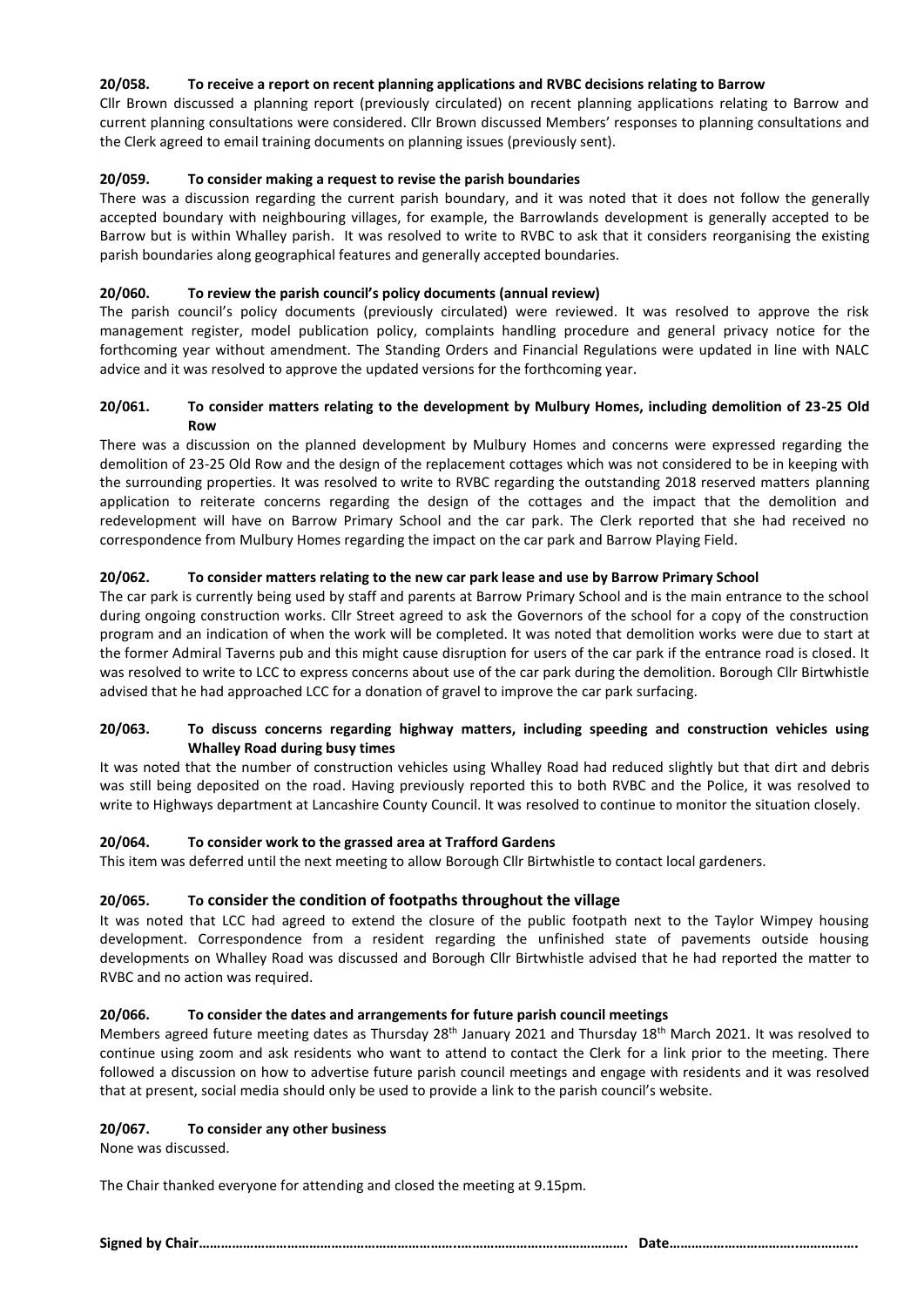### 20/058. To receive a report on recent planning applications and RVBC decisions relating to Barrow

Cllr Brown discussed a planning report (previously circulated) on recent planning applications relating to Barrow and current planning consultations were considered. Cllr Brown discussed Members' responses to planning consultations and the Clerk agreed to email training documents on planning issues (previously sent).

### 20/059. To consider making a request to revise the parish boundaries

There was a discussion regarding the current parish boundary, and it was noted that it does not follow the generally accepted boundary with neighbouring villages, for example, the Barrowlands development is generally accepted to be Barrow but is within Whalley parish. It was resolved to write to RVBC to ask that it considers reorganising the existing parish boundaries along geographical features and generally accepted boundaries.

### 20/060. To review the parish council's policy documents (annual review)

The parish council's policy documents (previously circulated) were reviewed. It was resolved to approve the risk management register, model publication policy, complaints handling procedure and general privacy notice for the forthcoming year without amendment. The Standing Orders and Financial Regulations were updated in line with NALC advice and it was resolved to approve the updated versions for the forthcoming year.

### 20/061. To consider matters relating to the development by Mulbury Homes, including demolition of 23-25 Old Row

There was a discussion on the planned development by Mulbury Homes and concerns were expressed regarding the demolition of 23-25 Old Row and the design of the replacement cottages which was not considered to be in keeping with the surrounding properties. It was resolved to write to RVBC regarding the outstanding 2018 reserved matters planning application to reiterate concerns regarding the design of the cottages and the impact that the demolition and redevelopment will have on Barrow Primary School and the car park. The Clerk reported that she had received no correspondence from Mulbury Homes regarding the impact on the car park and Barrow Playing Field.

### 20/062. To consider matters relating to the new car park lease and use by Barrow Primary School

The car park is currently being used by staff and parents at Barrow Primary School and is the main entrance to the school during ongoing construction works. Cllr Street agreed to ask the Governors of the school for a copy of the construction program and an indication of when the work will be completed. It was noted that demolition works were due to start at the former Admiral Taverns pub and this might cause disruption for users of the car park if the entrance road is closed. It was resolved to write to LCC to express concerns about use of the car park during the demolition. Borough Cllr Birtwhistle advised that he had approached LCC for a donation of gravel to improve the car park surfacing.

### 20/063. To discuss concerns regarding highway matters, including speeding and construction vehicles using Whalley Road during busy times

It was noted that the number of construction vehicles using Whalley Road had reduced slightly but that dirt and debris was still being deposited on the road. Having previously reported this to both RVBC and the Police, it was resolved to write to Highways department at Lancashire County Council. It was resolved to continue to monitor the situation closely.

### 20/064. To consider work to the grassed area at Trafford Gardens

This item was deferred until the next meeting to allow Borough Cllr Birtwhistle to contact local gardeners.

### 20/065. To consider the condition of footpaths throughout the village

It was noted that LCC had agreed to extend the closure of the public footpath next to the Taylor Wimpey housing development. Correspondence from a resident regarding the unfinished state of pavements outside housing developments on Whalley Road was discussed and Borough Cllr Birtwhistle advised that he had reported the matter to RVBC and no action was required.

### 20/066. To consider the dates and arrangements for future parish council meetings

Members agreed future meeting dates as Thursday 28th January 2021 and Thursday 18th March 2021. It was resolved to continue using zoom and ask residents who want to attend to contact the Clerk for a link prior to the meeting. There followed a discussion on how to advertise future parish council meetings and engage with residents and it was resolved that at present, social media should only be used to provide a link to the parish council's website.

### 20/067. To consider any other business

None was discussed.

The Chair thanked everyone for attending and closed the meeting at 9.15pm.

**Signed by Chair……………………………………………………………..…………………………..……………… Date…………………………….……………**